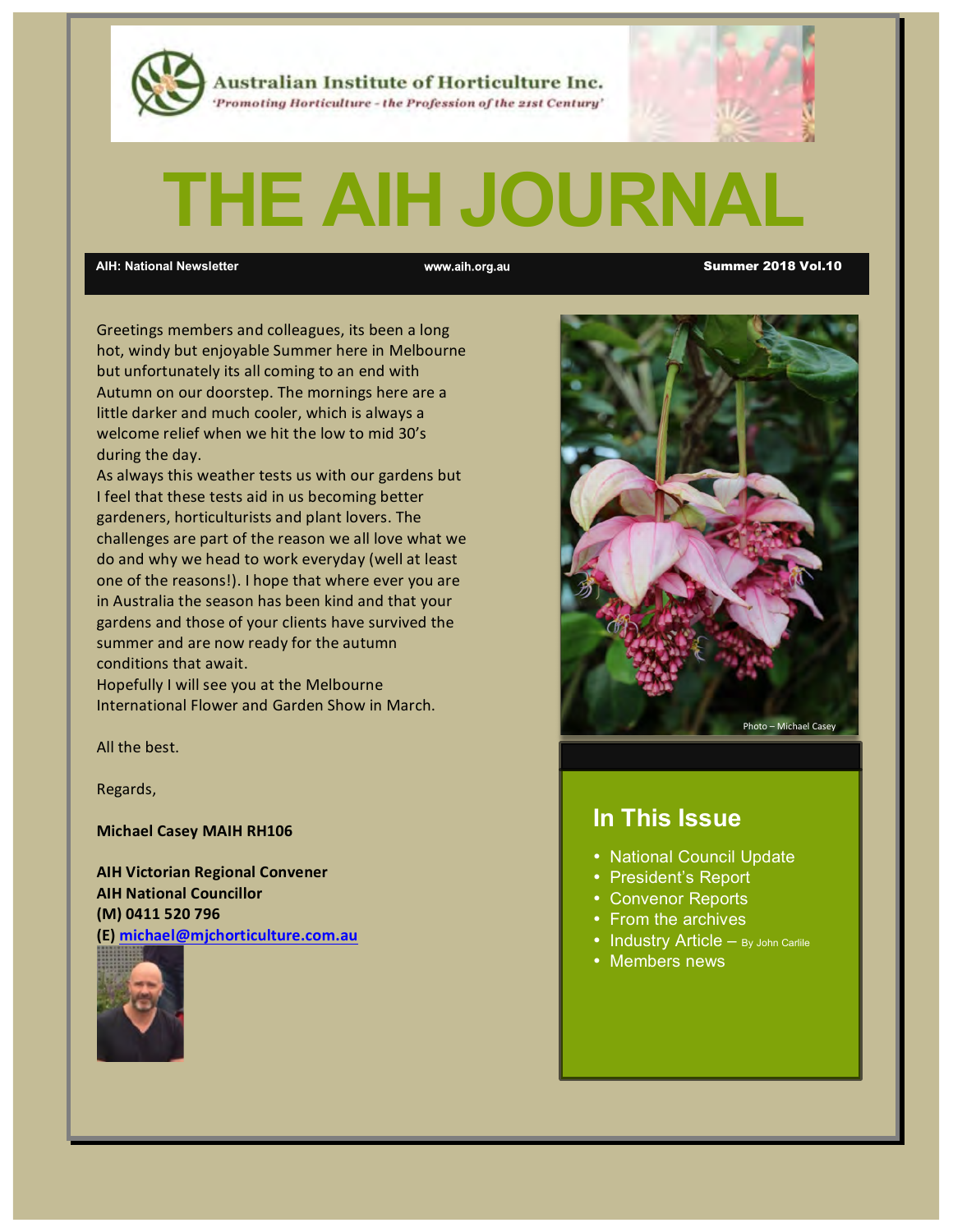Australian Institute of Horticulture Inc.

*'Promoting Horticulture - the Profession of the 21st Century'*

# THE AIH JOURNAL

**AIH: National Newsletter** | **www.aih.org.au** | **Summer 2018 Vol.10**

Greetings members and colleagues, its been a long hot, windy but enjoyable Summer here in Melbourne but unfortunately its all coming to an end with Autumn on our doorstep. The mornings here are a little darker and much cooler, which is always a welcome relief when we hit the low to mid 30's during the day.

As always this weather tests us with our gardens but I feel that these tests aid in us becoming better gardeners, horticulturists and plant lovers. The challenges are part of the reason we all love what we do and why we head to work everyday (well at least one of the reasons!). I hope that where ever you are in Australia the season has been kind and that your gardens and those of your clients have survived the summer and are now ready for the autumn conditions that await.

Hopefully I will see you at the Melbourne International Flower and Garden Show in March.

All the best.

Regards,

**Michael Casey MAIH RH106**

**AIH Victorian Regional Convener**
**AIH National Councillor**
**(M) 0411 520 796**
**(E) michael@mjchorticulture.com.au**

Photo – Michael Casey

## In This Issue

- National Council Update
- President's Report
- Convenor Reports
- From the archives
- Industry Article – By John Carlile
- Members news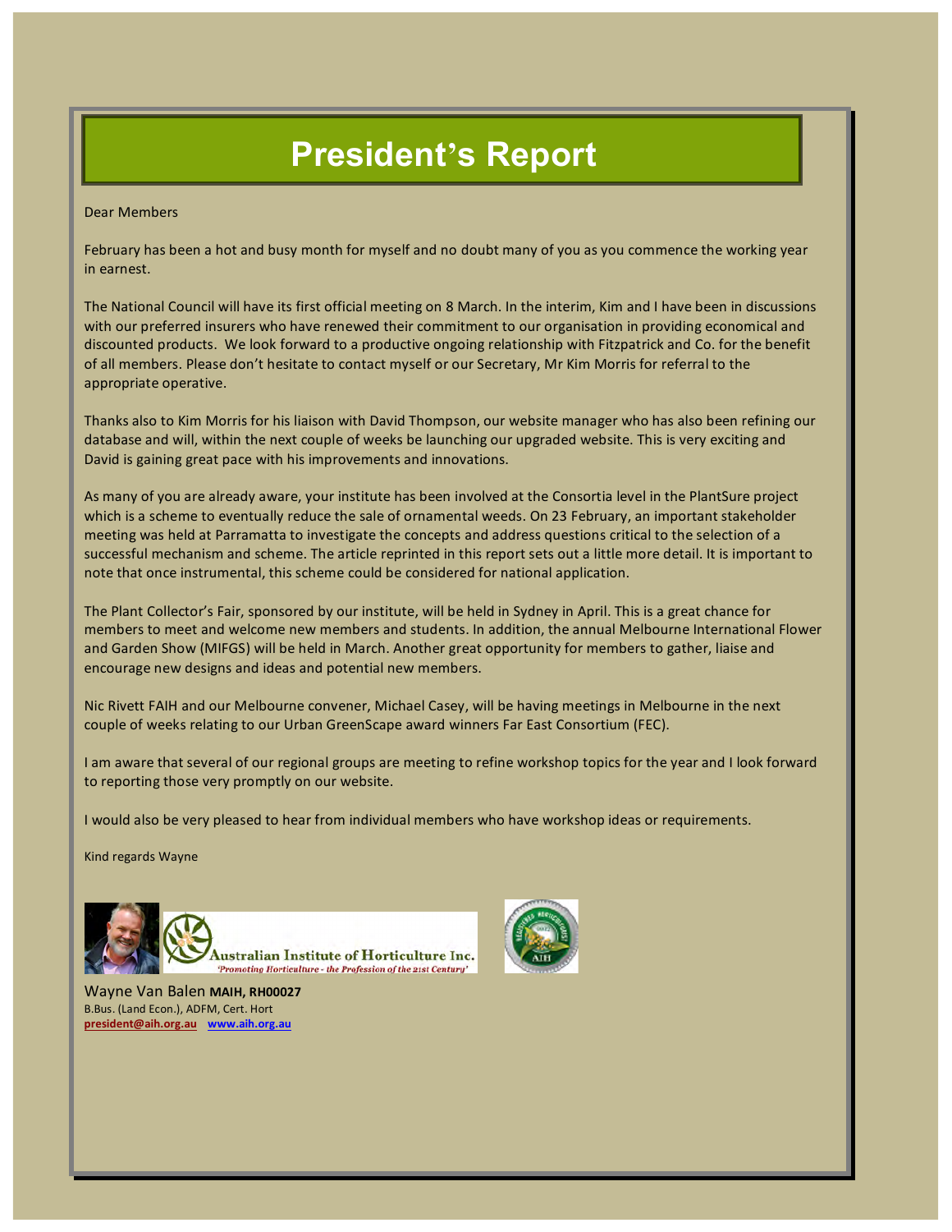# President's Report

Dear Members

February has been a hot and busy month for myself and no doubt many of you as you commence the working year in earnest.

The National Council will have its first official meeting on 8 March. In the interim, Kim and I have been in discussions with our preferred insurers who have renewed their commitment to our organisation in providing economical and discounted products. We look forward to a productive ongoing relationship with Fitzpatrick and Co. for the benefit of all members. Please don't hesitate to contact myself or our Secretary, Mr Kim Morris for referral to the appropriate operative.

Thanks also to Kim Morris for his liaison with David Thompson, our website manager who has also been refining our database and will, within the next couple of weeks be launching our upgraded website. This is very exciting and David is gaining great pace with his improvements and innovations.

As many of you are already aware, your institute has been involved at the Consortia level in the PlantSure project which is a scheme to eventually reduce the sale of ornamental weeds. On 23 February, an important stakeholder meeting was held at Parramatta to investigate the concepts and address questions critical to the selection of a successful mechanism and scheme. The article reprinted in this report sets out a little more detail. It is important to note that once instrumental, this scheme could be considered for national application.

The Plant Collector's Fair, sponsored by our institute, will be held in Sydney in April. This is a great chance for members to meet and welcome new members and students. In addition, the annual Melbourne International Flower and Garden Show (MIFGS) will be held in March. Another great opportunity for members to gather, liaise and encourage new designs and ideas and potential new members.

Nic Rivett FAIH and our Melbourne convener, Michael Casey, will be having meetings in Melbourne in the next couple of weeks relating to our Urban GreenScape award winners Far East Consortium (FEC).

I am aware that several of our regional groups are meeting to refine workshop topics for the year and I look forward to reporting those very promptly on our website.

I would also be very pleased to hear from individual members who have workshop ideas or requirements.

Kind regards Wayne

Australian Institute of Horticulture Inc.
*'Promoting Horticulture - the Profession of the 21st Century'*

Wayne Van Balen **MAIH, RH00027**
B.Bus. (Land Econ.), ADFM, Cert. Hort
**president@aih.org.au** **www.aih.org.au**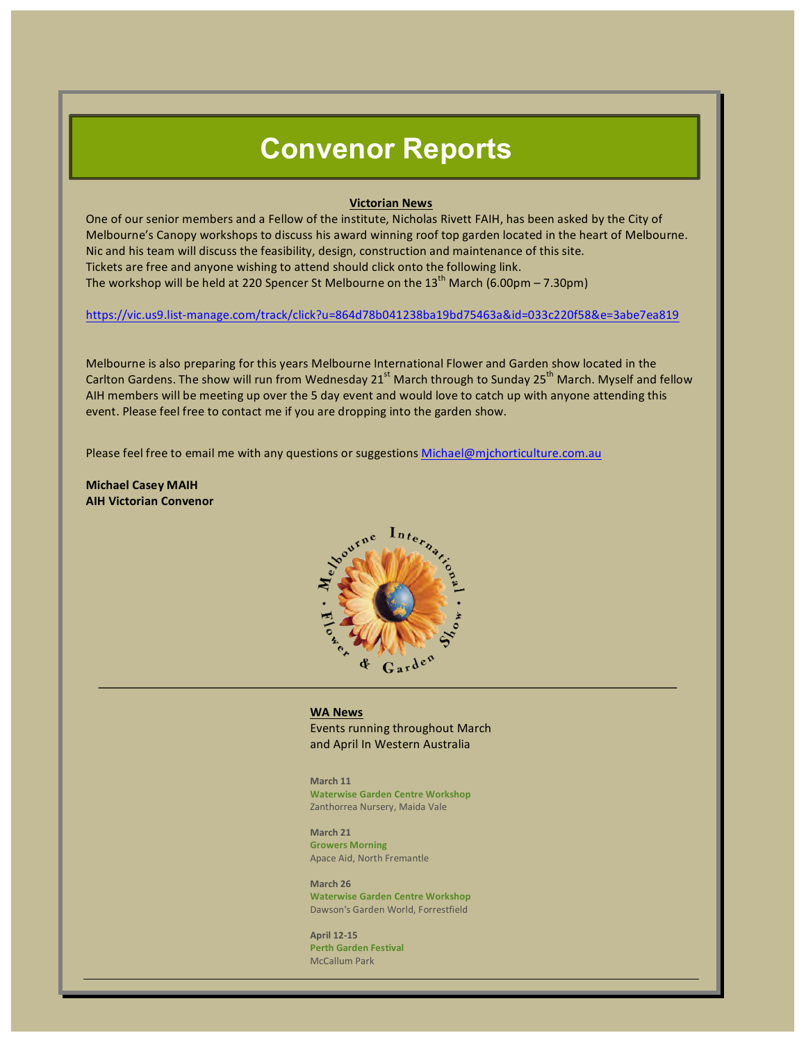# Convenor Reports

**Victorian News**

One of our senior members and a Fellow of the institute, Nicholas Rivett FAIH, has been asked by the City of Melbourne's Canopy workshops to discuss his award winning roof top garden located in the heart of Melbourne. Nic and his team will discuss the feasibility, design, construction and maintenance of this site.
Tickets are free and anyone wishing to attend should click onto the following link.
The workshop will be held at 220 Spencer St Melbourne on the 13th March (6.00pm – 7.30pm)

https://vic.us9.list-manage.com/track/click?u=864d78b041238ba19bd75463a&id=033c220f58&e=3abe7ea819

Melbourne is also preparing for this years Melbourne International Flower and Garden show located in the Carlton Gardens. The show will run from Wednesday 21st March through to Sunday 25th March. Myself and fellow AIH members will be meeting up over the 5 day event and would love to catch up with anyone attending this event. Please feel free to contact me if you are dropping into the garden show.

Please feel free to email me with any questions or suggestions Michael@mjchorticulture.com.au

**Michael Casey MAIH**
**AIH Victorian Convenor**

---

**WA News**

Events running throughout March and April In Western Australia

**March 11**
**Waterwise Garden Centre Workshop**
Zanthorrea Nursery, Maida Vale

**March 21**
**Growers Morning**
Apace Aid, North Fremantle

**March 26**
**Waterwise Garden Centre Workshop**
Dawson's Garden World, Forrestfield

**April 12-15**
**Perth Garden Festival**
McCallum Park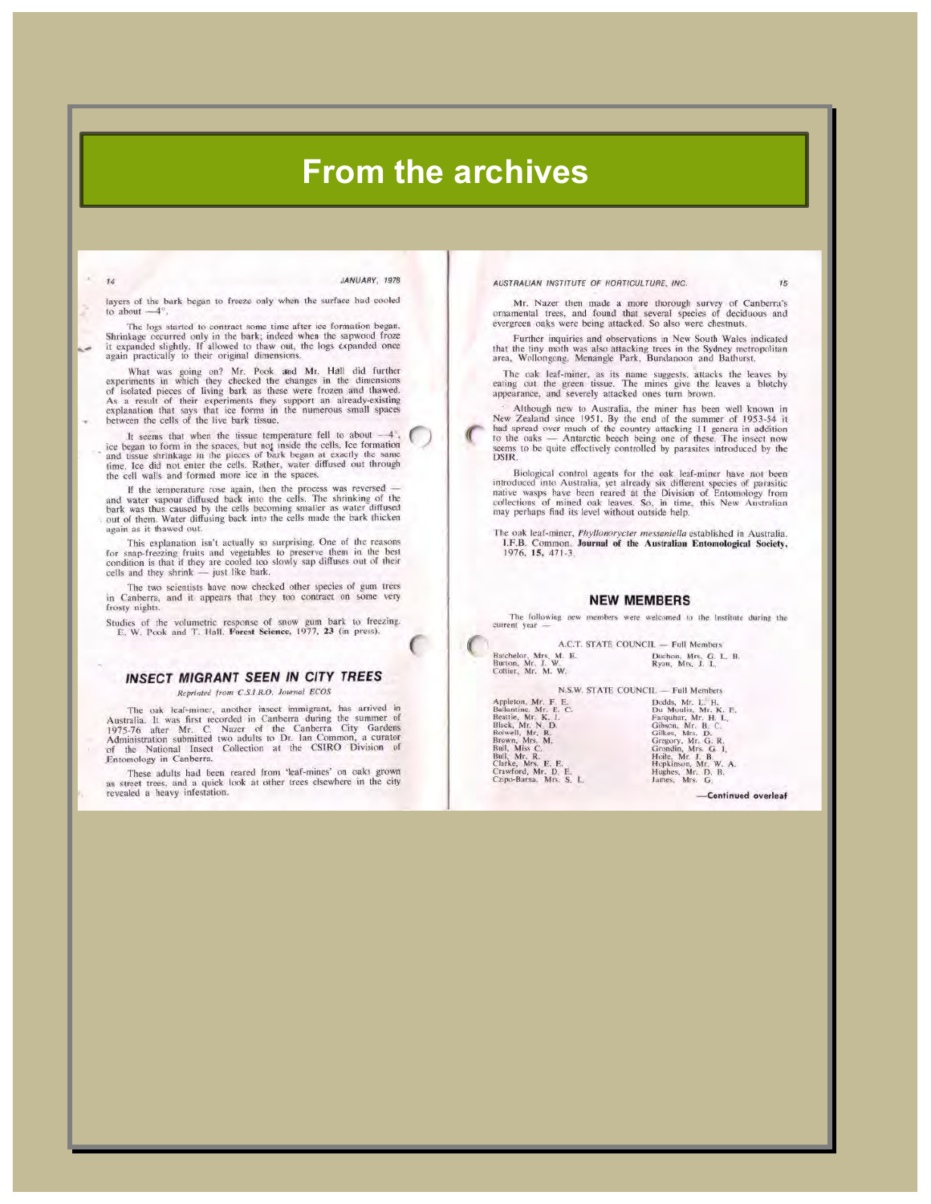# From the archives

layers of the bark began to freeze only when the surface had cooled to about —4°.

The logs started to contract some time after ice formation began. Shrinkage occurred only in the bark; indeed when the sapwood froze it expanded slightly. If allowed to thaw out, the logs expanded once again practically to their original dimensions.

What was going on? Mr. Pook and Mr. Hall did further experiments in which they checked the changes in the dimensions of isolated pieces of living bark as these were frozen and thawed. As a result of their experiments they support an already-existing explanation that says that ice forms in the numerous small spaces between the cells of the live bark tissue.

It seems that when the tissue temperature fell to about —4°, ice began to form in the spaces, but not inside the cells. Ice formation and tissue shrinkage in the pieces of bark began at exactly the same time. Ice did not enter the cells. Rather, water diffused out through the cell walls and formed more ice in the spaces.

If the temperature rose again, then the process was reversed — and water vapour diffused back into the cells. The shrinking of the bark was thus caused by the cells becoming smaller as water diffused out of them. Water diffusing back into the cells made the bark thicken again as it thawed out.

This explanation isn't actually so surprising. One of the reasons for snap-freezing fruits and vegetables to preserve them in the best condition is that if they are cooled too slowly sap diffuses out of their cells and they shrink — just like bark.

The two scientists have now checked other species of gum trees in Canberra, and it appears that they too contract on some very frosty nights.

Studies of the volumetric response of snow gum bark to freezing. E. W. Pook and T. Hall. **Forest Science**, 1977, **23** (in press).

## INSECT MIGRANT SEEN IN CITY TREES

*Reprinted from C.S.I.R.O. Journal ECOS*

The oak leaf-miner, another insect immigrant, has arrived in Australia. It was first recorded in Canberra during the summer of 1975-76 after Mr. C. Nazer of the Canberra City Gardens Administration submitted two adults to Dr. Ian Common, a curator of the National Insect Collection at the CSIRO Division of Entomology in Canberra.

These adults had been reared from 'leaf-mines' on oaks grown as street trees, and a quick look at other trees elsewhere in the city revealed a heavy infestation.

Mr. Nazer then made a more thorough survey of Canberra's ornamental trees, and found that several species of deciduous and evergreen oaks were being attacked. So also were chestnuts.

Further inquiries and observations in New South Wales indicated that the tiny moth was also attacking trees in the Sydney metropolitan area, Wollongong, Menangle Park, Bundanoon and Bathurst.

The oak leaf-miner, as its name suggests, attacks the leaves by eating out the green tissue. The mines give the leaves a blotchy appearance, and severely attacked ones turn brown.

Although new to Australia, the miner has been well known in New Zealand since 1951. By the end of the summer of 1953-54 it had spread over much of the country attacking 11 genera in addition to the oaks — Antarctic beech being one of these. The insect now seems to be quite effectively controlled by parasites introduced by the DSIR.

Biological control agents for the oak leaf-miner have not been introduced into Australia, yet already six different species of parasitic native wasps have been reared at the Division of Entomology from collections of mined oak leaves. So, in time, this New Australian may perhaps find its level without outside help.

The oak leaf-miner, *Phyllonorycter messaniella* established in Australia. I.F.B. Common. **Journal of the Australian Entomological Society**, 1976, **15**, 471-3.

## NEW MEMBERS

The following new members were welcomed to the Institute during the current year —

A.C.T. STATE COUNCIL — Full Members

Batchelor, Mrs. M. E.
Burton, Mr. J. W.
Cottier, Mr. M. W.
Duchon, Mrs. G. L. B.
Ryan, Mrs. J. L.

N.S.W. STATE COUNCIL — Full Members

Appleton, Mr. F. E.
Ballantine, Mr. E. C.
Beattie, Mr. K. J.
Black, Mr. N. D.
Bolwell, Mr. R.
Brown, Mrs. M.
Bull, Miss C.
Bull, Mr. R.
Clarke, Mrs. E. E.
Crawford, Mr. D. E.
Czipo-Barna, Mrs. S. L.
Dodds, Mr. L. H.
Du Moulin, Mr. K. E.
Farquhar, Mr. H. L.
Gibson, Mr. B. C.
Gilkes, Mrs. D.
Gregory, Mr. G. R.
Grondin, Mrs. G. J.
Hoile, Mr. J. B.
Hopkinson, Mr. W. A.
Hughes, Mr. D. B.
James, Mrs. G.

—Continued overleaf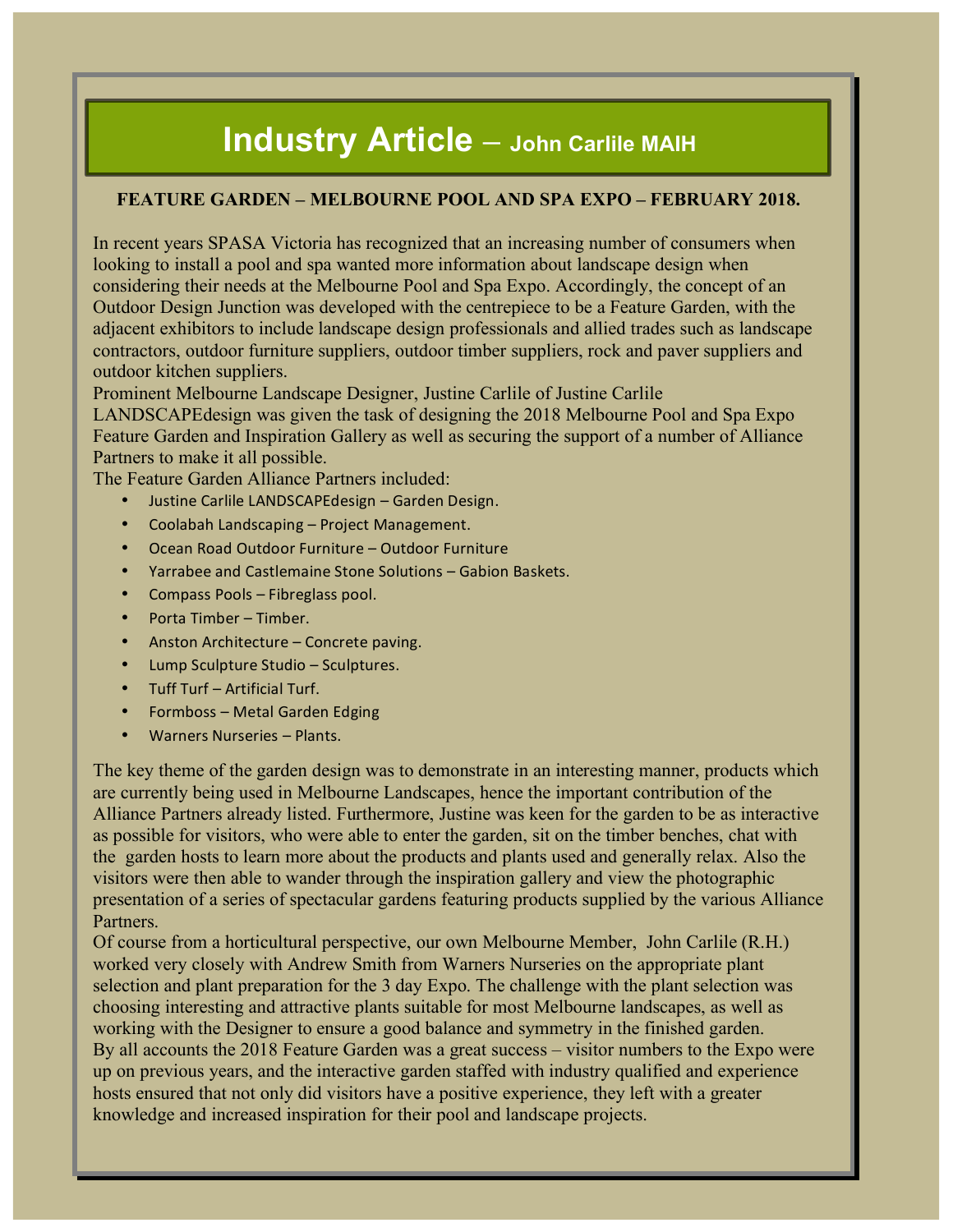# Industry Article – John Carlile MAIH

**FEATURE GARDEN – MELBOURNE POOL AND SPA EXPO – FEBRUARY 2018.**

In recent years SPASA Victoria has recognized that an increasing number of consumers when looking to install a pool and spa wanted more information about landscape design when considering their needs at the Melbourne Pool and Spa Expo. Accordingly, the concept of an Outdoor Design Junction was developed with the centrepiece to be a Feature Garden, with the adjacent exhibitors to include landscape design professionals and allied trades such as landscape contractors, outdoor furniture suppliers, outdoor timber suppliers, rock and paver suppliers and outdoor kitchen suppliers.

Prominent Melbourne Landscape Designer, Justine Carlile of Justine Carlile LANDSCAPEdesign was given the task of designing the 2018 Melbourne Pool and Spa Expo Feature Garden and Inspiration Gallery as well as securing the support of a number of Alliance Partners to make it all possible.

The Feature Garden Alliance Partners included:

- Justine Carlile LANDSCAPEdesign – Garden Design.
- Coolabah Landscaping – Project Management.
- Ocean Road Outdoor Furniture – Outdoor Furniture
- Yarrabee and Castlemaine Stone Solutions – Gabion Baskets.
- Compass Pools – Fibreglass pool.
- Porta Timber – Timber.
- Anston Architecture – Concrete paving.
- Lump Sculpture Studio – Sculptures.
- Tuff Turf – Artificial Turf.
- Formboss – Metal Garden Edging
- Warners Nurseries – Plants.

The key theme of the garden design was to demonstrate in an interesting manner, products which are currently being used in Melbourne Landscapes, hence the important contribution of the Alliance Partners already listed. Furthermore, Justine was keen for the garden to be as interactive as possible for visitors, who were able to enter the garden, sit on the timber benches, chat with the garden hosts to learn more about the products and plants used and generally relax. Also the visitors were then able to wander through the inspiration gallery and view the photographic presentation of a series of spectacular gardens featuring products supplied by the various Alliance Partners.

Of course from a horticultural perspective, our own Melbourne Member, John Carlile (R.H.) worked very closely with Andrew Smith from Warners Nurseries on the appropriate plant selection and plant preparation for the 3 day Expo. The challenge with the plant selection was choosing interesting and attractive plants suitable for most Melbourne landscapes, as well as working with the Designer to ensure a good balance and symmetry in the finished garden.

By all accounts the 2018 Feature Garden was a great success – visitor numbers to the Expo were up on previous years, and the interactive garden staffed with industry qualified and experience hosts ensured that not only did visitors have a positive experience, they left with a greater knowledge and increased inspiration for their pool and landscape projects.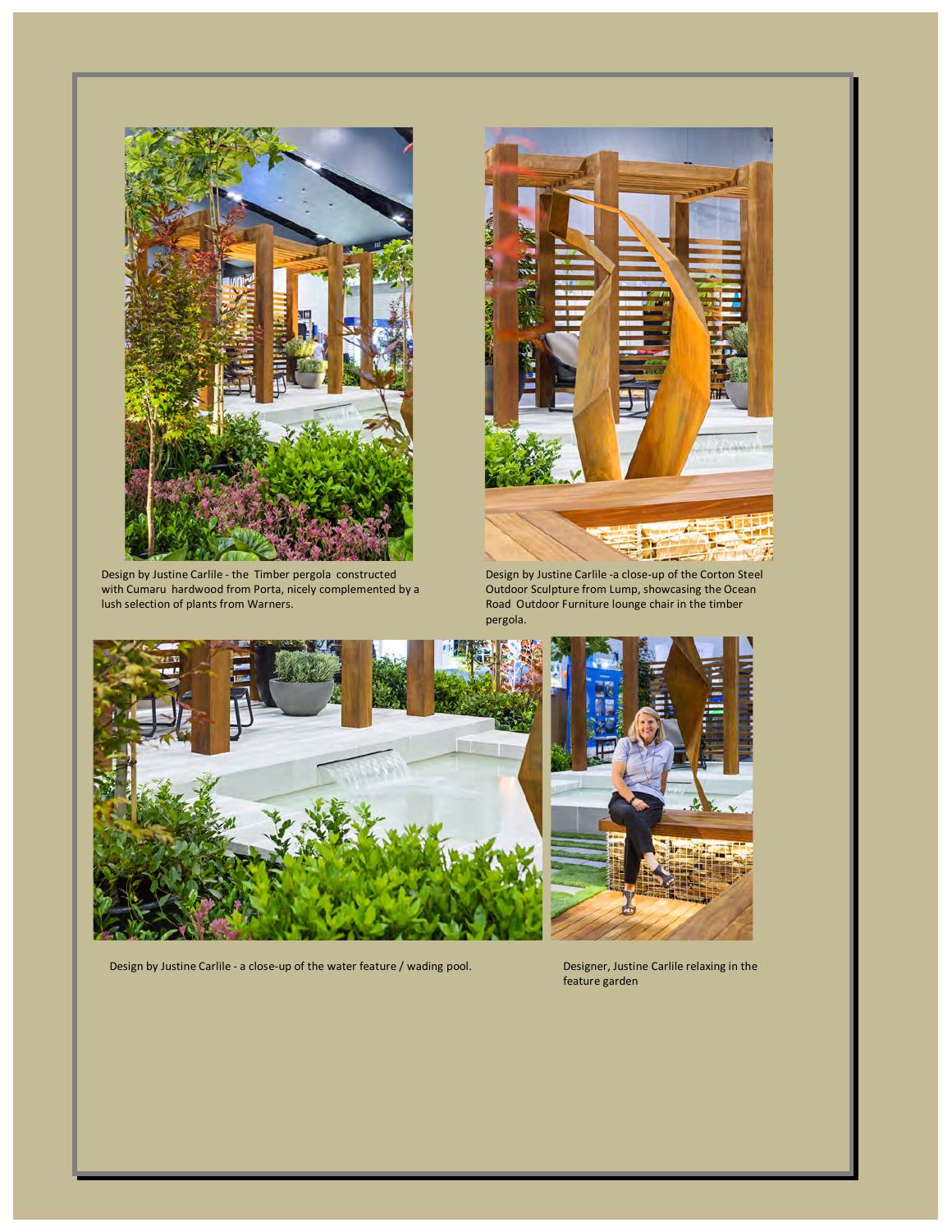Design by Justine Carlile - the Timber pergola constructed with Cumaru hardwood from Porta, nicely complemented by a lush selection of plants from Warners.

Design by Justine Carlile -a close-up of the Corton Steel Outdoor Sculpture from Lump, showcasing the Ocean Road Outdoor Furniture lounge chair in the timber pergola.

Design by Justine Carlile - a close-up of the water feature / wading pool.

Designer, Justine Carlile relaxing in the feature garden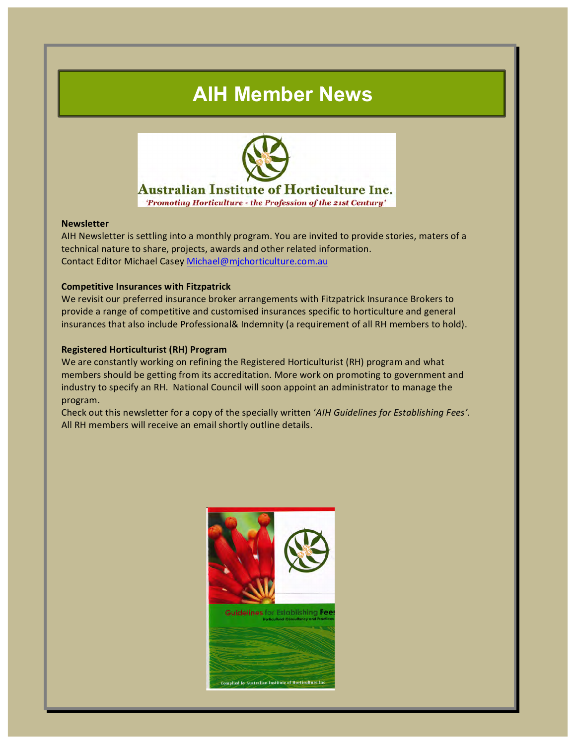# AIH Member News

**Newsletter**

AIH Newsletter is settling into a monthly program. You are invited to provide stories, maters of a technical nature to share, projects, awards and other related information.
Contact Editor Michael Casey Michael@mjchorticulture.com.au

**Competitive Insurances with Fitzpatrick**

We revisit our preferred insurance broker arrangements with Fitzpatrick Insurance Brokers to provide a range of competitive and customised insurances specific to horticulture and general insurances that also include Professional& Indemnity (a requirement of all RH members to hold).

**Registered Horticulturist (RH) Program**

We are constantly working on refining the Registered Horticulturist (RH) program and what members should be getting from its accreditation. More work on promoting to government and industry to specify an RH. National Council will soon appoint an administrator to manage the program.
Check out this newsletter for a copy of the specially written '*AIH Guidelines for Establishing Fees*'. All RH members will receive an email shortly outline details.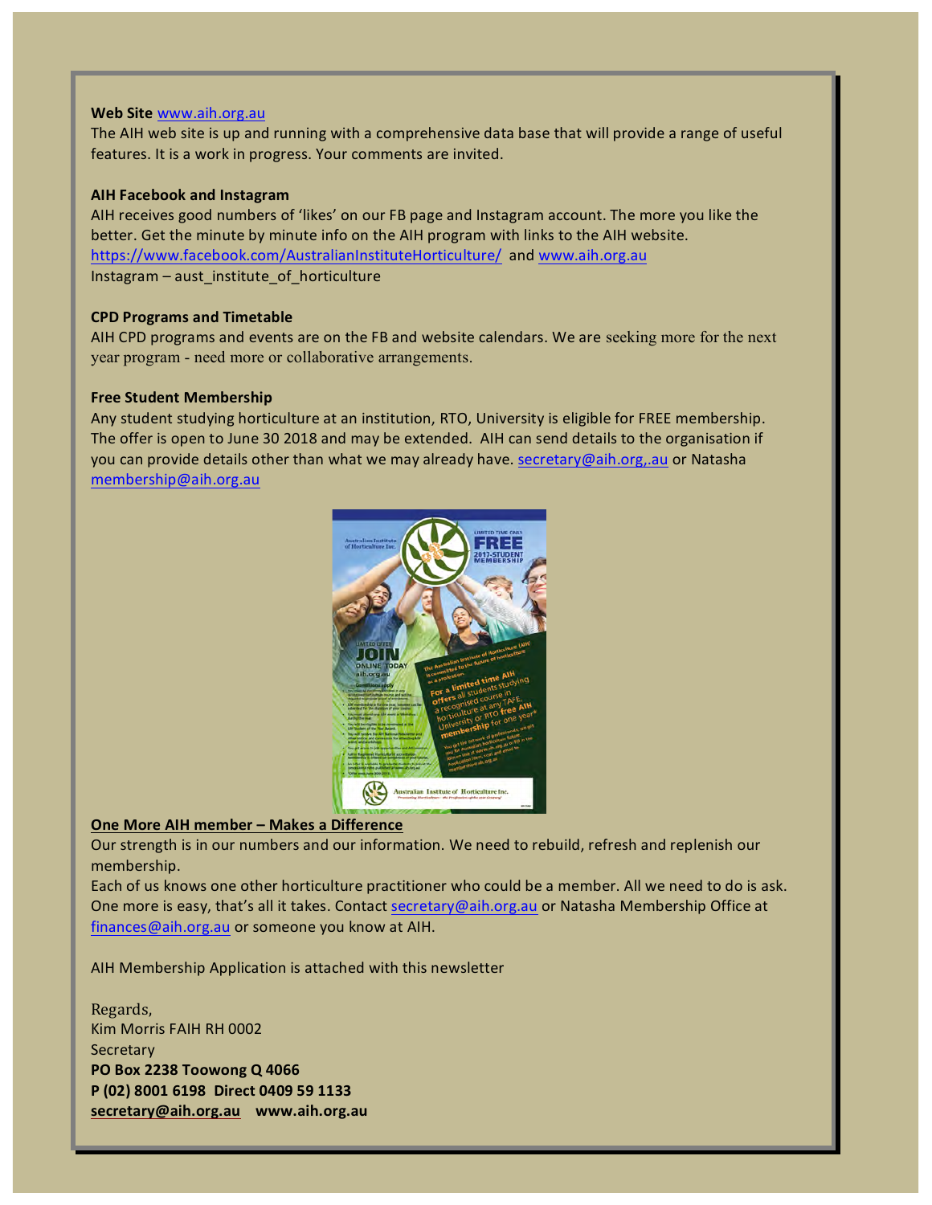**Web Site** www.aih.org.au

The AIH web site is up and running with a comprehensive data base that will provide a range of useful features. It is a work in progress. Your comments are invited.

**AIH Facebook and Instagram**

AIH receives good numbers of 'likes' on our FB page and Instagram account. The more you like the better. Get the minute by minute info on the AIH program with links to the AIH website. https://www.facebook.com/AustralianInstituteHorticulture/ and www.aih.org.au

Instagram – aust_institute_of_horticulture

**CPD Programs and Timetable**

AIH CPD programs and events are on the FB and website calendars. We are seeking more for the next year program - need more or collaborative arrangements.

**Free Student Membership**

Any student studying horticulture at an institution, RTO, University is eligible for FREE membership. The offer is open to June 30 2018 and may be extended. AIH can send details to the organisation if you can provide details other than what we may already have. secretary@aih.org,.au or Natasha membership@aih.org.au

**One More AIH member – Makes a Difference**

Our strength is in our numbers and our information. We need to rebuild, refresh and replenish our membership.

Each of us knows one other horticulture practitioner who could be a member. All we need to do is ask. One more is easy, that's all it takes. Contact secretary@aih.org.au or Natasha Membership Office at finances@aih.org.au or someone you know at AIH.

AIH Membership Application is attached with this newsletter

Regards,
Kim Morris FAIH RH 0002
Secretary
**PO Box 2238 Toowong Q 4066**
**P (02) 8001 6198 Direct 0409 59 1133**
**secretary@aih.org.au www.aih.org.au**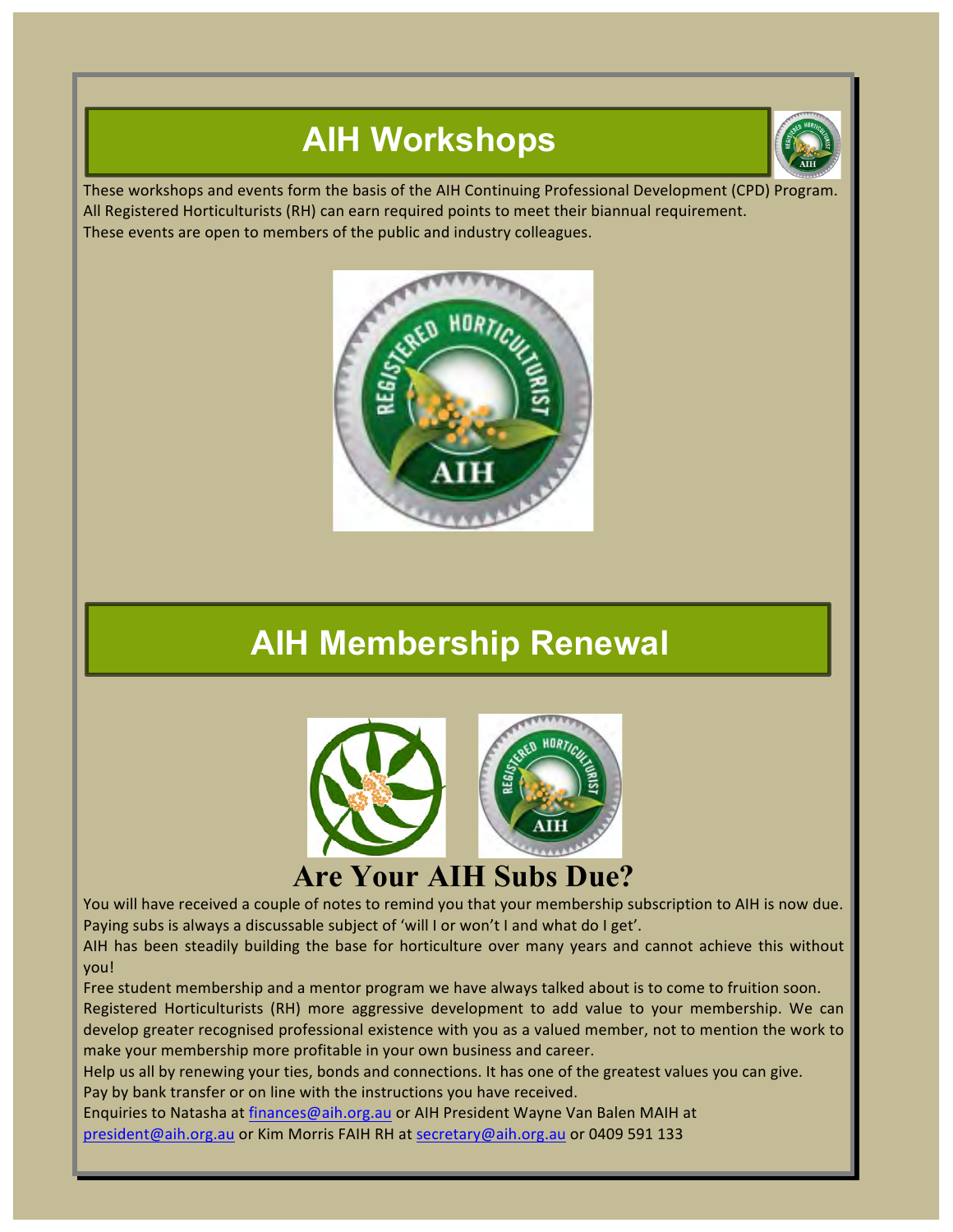## AIH Workshops

These workshops and events form the basis of the AIH Continuing Professional Development (CPD) Program. All Registered Horticulturists (RH) can earn required points to meet their biannual requirement.
These events are open to members of the public and industry colleagues.

## AIH Membership Renewal

# Are Your AIH Subs Due?

You will have received a couple of notes to remind you that your membership subscription to AIH is now due. Paying subs is always a discussable subject of 'will I or won't I and what do I get'.

AIH has been steadily building the base for horticulture over many years and cannot achieve this without you!

Free student membership and a mentor program we have always talked about is to come to fruition soon.

Registered Horticulturists (RH) more aggressive development to add value to your membership. We can develop greater recognised professional existence with you as a valued member, not to mention the work to make your membership more profitable in your own business and career.

Help us all by renewing your ties, bonds and connections. It has one of the greatest values you can give.

Pay by bank transfer or on line with the instructions you have received.

Enquiries to Natasha at finances@aih.org.au or AIH President Wayne Van Balen MAIH at president@aih.org.au or Kim Morris FAIH RH at secretary@aih.org.au or 0409 591 133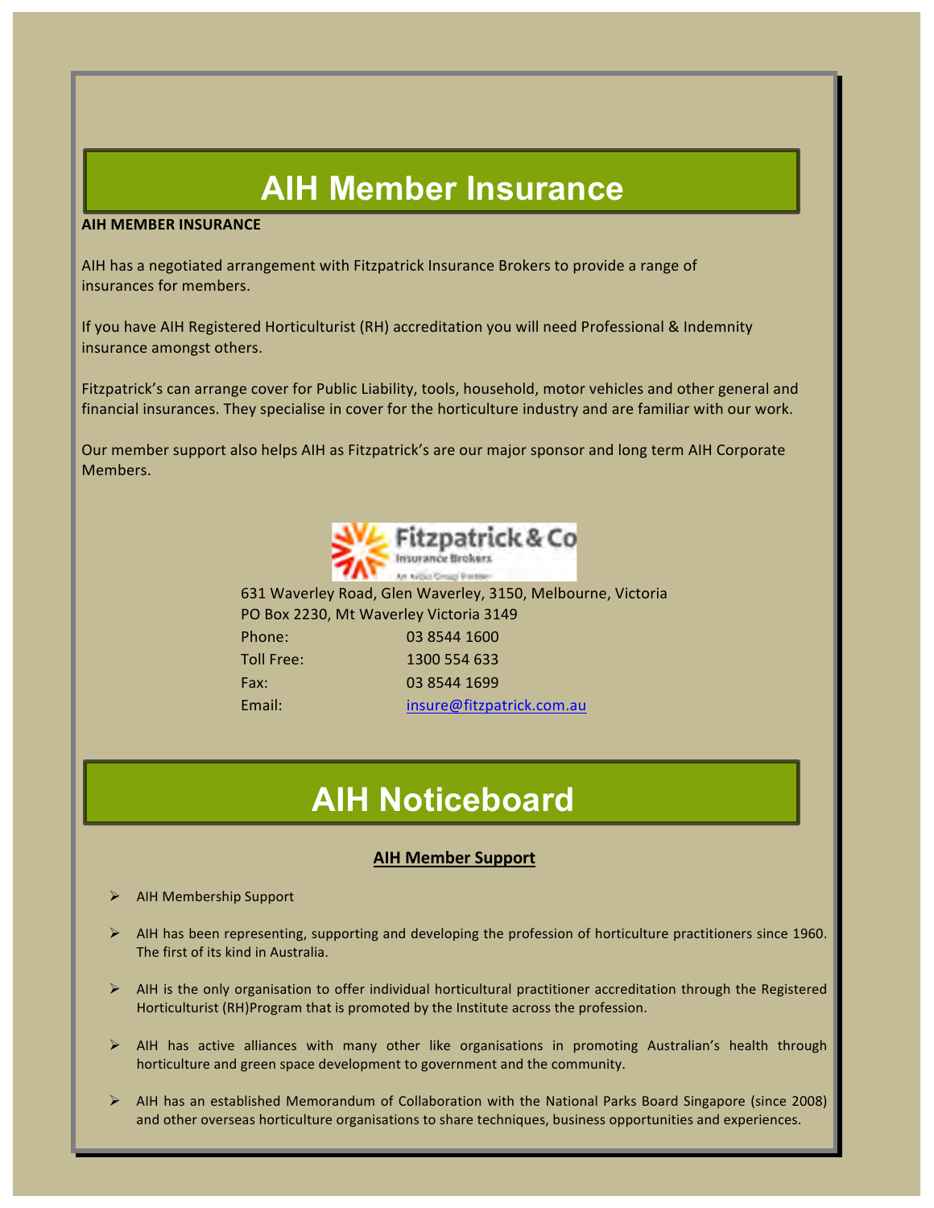# AIH Member Insurance

**AIH MEMBER INSURANCE**

AIH has a negotiated arrangement with Fitzpatrick Insurance Brokers to provide a range of insurances for members.

If you have AIH Registered Horticulturist (RH) accreditation you will need Professional & Indemnity insurance amongst others.

Fitzpatrick's can arrange cover for Public Liability, tools, household, motor vehicles and other general and financial insurances. They specialise in cover for the horticulture industry and are familiar with our work.

Our member support also helps AIH as Fitzpatrick's are our major sponsor and long term AIH Corporate Members.

Fitzpatrick & Co Insurance Brokers

631 Waverley Road, Glen Waverley, 3150, Melbourne, Victoria
PO Box 2230, Mt Waverley Victoria 3149

| | |
|---|---|
| Phone: | 03 8544 1600 |
| Toll Free: | 1300 554 633 |
| Fax: | 03 8544 1699 |
| Email: | insure@fitzpatrick.com.au |

# AIH Noticeboard

**AIH Member Support**

- AIH Membership Support
- AIH has been representing, supporting and developing the profession of horticulture practitioners since 1960. The first of its kind in Australia.
- AIH is the only organisation to offer individual horticultural practitioner accreditation through the Registered Horticulturist (RH)Program that is promoted by the Institute across the profession.
- AIH has active alliances with many other like organisations in promoting Australian's health through horticulture and green space development to government and the community.
- AIH has an established Memorandum of Collaboration with the National Parks Board Singapore (since 2008) and other overseas horticulture organisations to share techniques, business opportunities and experiences.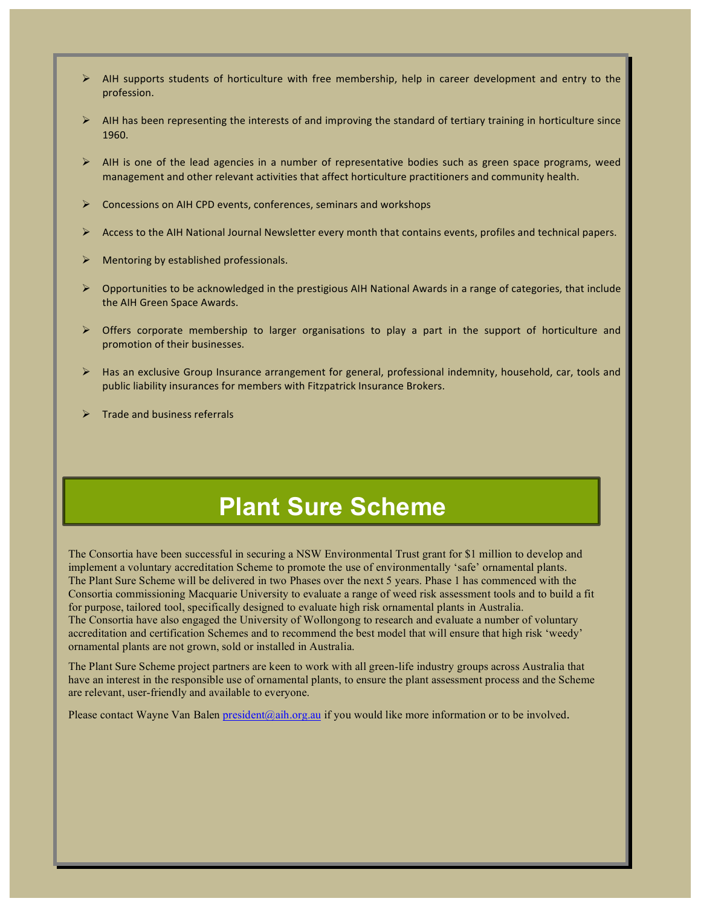- AIH supports students of horticulture with free membership, help in career development and entry to the profession.
- AIH has been representing the interests of and improving the standard of tertiary training in horticulture since 1960.
- AIH is one of the lead agencies in a number of representative bodies such as green space programs, weed management and other relevant activities that affect horticulture practitioners and community health.
- Concessions on AIH CPD events, conferences, seminars and workshops
- Access to the AIH National Journal Newsletter every month that contains events, profiles and technical papers.
- Mentoring by established professionals.
- Opportunities to be acknowledged in the prestigious AIH National Awards in a range of categories, that include the AIH Green Space Awards.
- Offers corporate membership to larger organisations to play a part in the support of horticulture and promotion of their businesses.
- Has an exclusive Group Insurance arrangement for general, professional indemnity, household, car, tools and public liability insurances for members with Fitzpatrick Insurance Brokers.
- Trade and business referrals

# Plant Sure Scheme

The Consortia have been successful in securing a NSW Environmental Trust grant for $1 million to develop and implement a voluntary accreditation Scheme to promote the use of environmentally 'safe' ornamental plants. The Plant Sure Scheme will be delivered in two Phases over the next 5 years. Phase 1 has commenced with the Consortia commissioning Macquarie University to evaluate a range of weed risk assessment tools and to build a fit for purpose, tailored tool, specifically designed to evaluate high risk ornamental plants in Australia. The Consortia have also engaged the University of Wollongong to research and evaluate a number of voluntary accreditation and certification Schemes and to recommend the best model that will ensure that high risk 'weedy' ornamental plants are not grown, sold or installed in Australia.

The Plant Sure Scheme project partners are keen to work with all green-life industry groups across Australia that have an interest in the responsible use of ornamental plants, to ensure the plant assessment process and the Scheme are relevant, user-friendly and available to everyone.

Please contact Wayne Van Balen president@aih.org.au if you would like more information or to be involved.